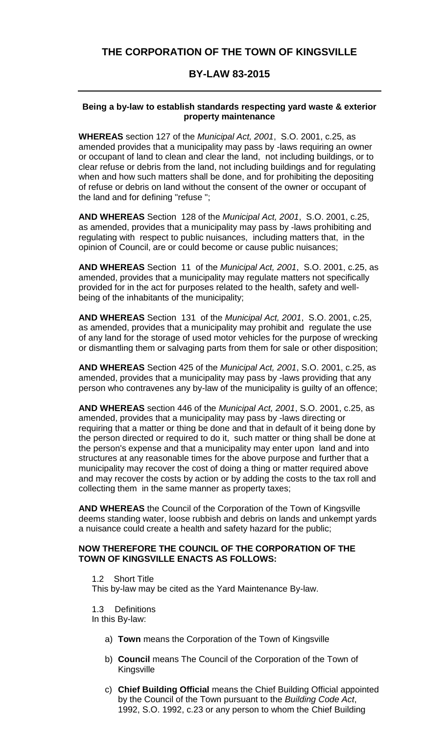## THE CORPORATION OF THE TOWN OF KINGSVILLE

## BY-LAW 83-2015

---

**Being a by-law to establish standards respecting yard waste & exterior property maintenance**

**WHEREAS** section 127 of the *Municipal Act, 2001*, S.O. 2001, c.25, as amended provides that a municipality may pass by -laws requiring an owner or occupant of land to clean and clear the land, not including buildings, or to clear refuse or debris from the land, not including buildings and for regulating when and how such matters shall be done, and for prohibiting the depositing of refuse or debris on land without the consent of the owner or occupant of the land and for defining "refuse ";

**AND WHEREAS** Section 128 of the *Municipal Act, 2001*, S.O. 2001, c.25, as amended, provides that a municipality may pass by -laws prohibiting and regulating with respect to public nuisances, including matters that, in the opinion of Council, are or could become or cause public nuisances;

**AND WHEREAS** Section 11 of the *Municipal Act, 2001*, S.O. 2001, c.25, as amended, provides that a municipality may regulate matters not specifically provided for in the act for purposes related to the health, safety and well-being of the inhabitants of the municipality;

**AND WHEREAS** Section 131 of the *Municipal Act, 2001*, S.O. 2001, c.25, as amended, provides that a municipality may prohibit and regulate the use of any land for the storage of used motor vehicles for the purpose of wrecking or dismantling them or salvaging parts from them for sale or other disposition;

**AND WHEREAS** Section 425 of the *Municipal Act, 2001*, S.O. 2001, c.25, as amended, provides that a municipality may pass by -laws providing that any person who contravenes any by-law of the municipality is guilty of an offence;

**AND WHEREAS** section 446 of the *Municipal Act, 2001*, S.O. 2001, c.25, as amended, provides that a municipality may pass by -laws directing or requiring that a matter or thing be done and that in default of it being done by the person directed or required to do it, such matter or thing shall be done at the person's expense and that a municipality may enter upon land and into structures at any reasonable times for the above purpose and further that a municipality may recover the cost of doing a thing or matter required above and may recover the costs by action or by adding the costs to the tax roll and collecting them in the same manner as property taxes;

**AND WHEREAS** the Council of the Corporation of the Town of Kingsville deems standing water, loose rubbish and debris on lands and unkempt yards a nuisance could create a health and safety hazard for the public;

**NOW THEREFORE THE COUNCIL OF THE CORPORATION OF THE TOWN OF KINGSVILLE ENACTS AS FOLLOWS:**

1.2 Short Title
This by-law may be cited as the Yard Maintenance By-law.

1.3 Definitions
In this By-law:

a) **Town** means the Corporation of the Town of Kingsville

b) **Council** means The Council of the Corporation of the Town of Kingsville

c) **Chief Building Official** means the Chief Building Official appointed by the Council of the Town pursuant to the *Building Code Act*, 1992, S.O. 1992, c.23 or any person to whom the Chief Building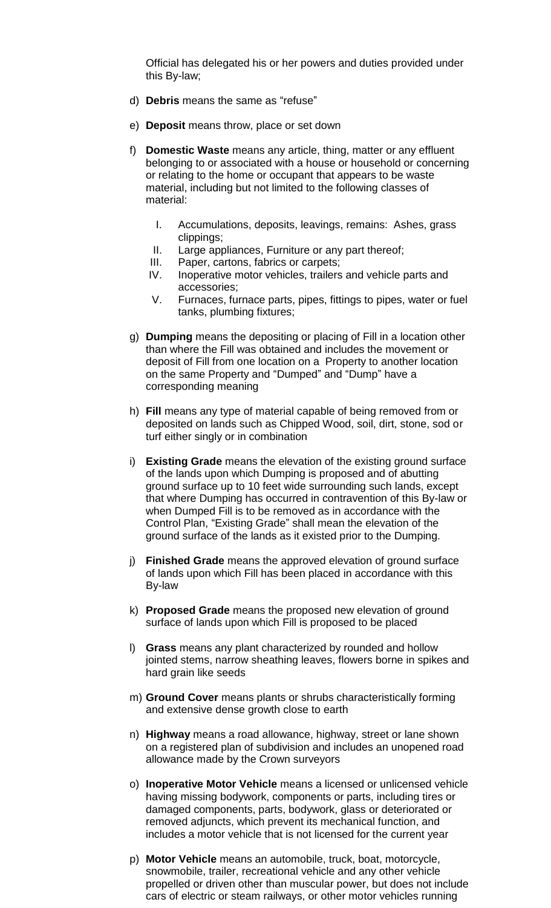Official has delegated his or her powers and duties provided under this By-law;

d) **Debris** means the same as "refuse"

e) **Deposit** means throw, place or set down

f) **Domestic Waste** means any article, thing, matter or any effluent belonging to or associated with a house or household or concerning or relating to the home or occupant that appears to be waste material, including but not limited to the following classes of material:

   I. Accumulations, deposits, leavings, remains: Ashes, grass clippings;
   II. Large appliances, Furniture or any part thereof;
   III. Paper, cartons, fabrics or carpets;
   IV. Inoperative motor vehicles, trailers and vehicle parts and accessories;
   V. Furnaces, furnace parts, pipes, fittings to pipes, water or fuel tanks, plumbing fixtures;

g) **Dumping** means the depositing or placing of Fill in a location other than where the Fill was obtained and includes the movement or deposit of Fill from one location on a Property to another location on the same Property and "Dumped" and "Dump" have a corresponding meaning

h) **Fill** means any type of material capable of being removed from or deposited on lands such as Chipped Wood, soil, dirt, stone, sod or turf either singly or in combination

i) **Existing Grade** means the elevation of the existing ground surface of the lands upon which Dumping is proposed and of abutting ground surface up to 10 feet wide surrounding such lands, except that where Dumping has occurred in contravention of this By-law or when Dumped Fill is to be removed as in accordance with the Control Plan, "Existing Grade" shall mean the elevation of the ground surface of the lands as it existed prior to the Dumping.

j) **Finished Grade** means the approved elevation of ground surface of lands upon which Fill has been placed in accordance with this By-law

k) **Proposed Grade** means the proposed new elevation of ground surface of lands upon which Fill is proposed to be placed

l) **Grass** means any plant characterized by rounded and hollow jointed stems, narrow sheathing leaves, flowers borne in spikes and hard grain like seeds

m) **Ground Cover** means plants or shrubs characteristically forming and extensive dense growth close to earth

n) **Highway** means a road allowance, highway, street or lane shown on a registered plan of subdivision and includes an unopened road allowance made by the Crown surveyors

o) **Inoperative Motor Vehicle** means a licensed or unlicensed vehicle having missing bodywork, components or parts, including tires or damaged components, parts, bodywork, glass or deteriorated or removed adjuncts, which prevent its mechanical function, and includes a motor vehicle that is not licensed for the current year

p) **Motor Vehicle** means an automobile, truck, boat, motorcycle, snowmobile, trailer, recreational vehicle and any other vehicle propelled or driven other than muscular power, but does not include cars of electric or steam railways, or other motor vehicles running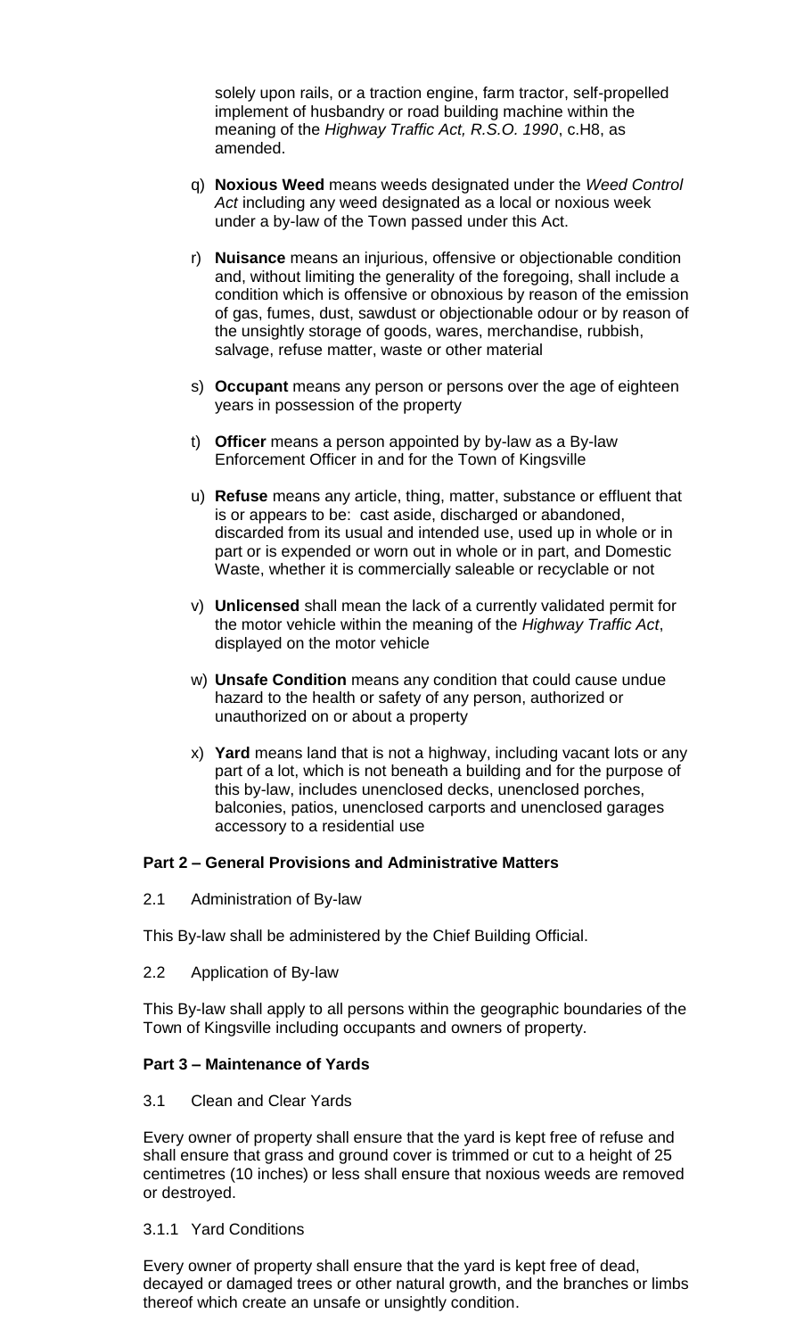solely upon rails, or a traction engine, farm tractor, self-propelled implement of husbandry or road building machine within the meaning of the *Highway Traffic Act, R.S.O. 1990*, c.H8, as amended.

q) **Noxious Weed** means weeds designated under the *Weed Control Act* including any weed designated as a local or noxious week under a by-law of the Town passed under this Act.

r) **Nuisance** means an injurious, offensive or objectionable condition and, without limiting the generality of the foregoing, shall include a condition which is offensive or obnoxious by reason of the emission of gas, fumes, dust, sawdust or objectionable odour or by reason of the unsightly storage of goods, wares, merchandise, rubbish, salvage, refuse matter, waste or other material

s) **Occupant** means any person or persons over the age of eighteen years in possession of the property

t) **Officer** means a person appointed by by-law as a By-law Enforcement Officer in and for the Town of Kingsville

u) **Refuse** means any article, thing, matter, substance or effluent that is or appears to be: cast aside, discharged or abandoned, discarded from its usual and intended use, used up in whole or in part or is expended or worn out in whole or in part, and Domestic Waste, whether it is commercially saleable or recyclable or not

v) **Unlicensed** shall mean the lack of a currently validated permit for the motor vehicle within the meaning of the *Highway Traffic Act*, displayed on the motor vehicle

w) **Unsafe Condition** means any condition that could cause undue hazard to the health or safety of any person, authorized or unauthorized on or about a property

x) **Yard** means land that is not a highway, including vacant lots or any part of a lot, which is not beneath a building and for the purpose of this by-law, includes unenclosed decks, unenclosed porches, balconies, patios, unenclosed carports and unenclosed garages accessory to a residential use

## Part 2 – General Provisions and Administrative Matters

2.1 Administration of By-law

This By-law shall be administered by the Chief Building Official.

2.2 Application of By-law

This By-law shall apply to all persons within the geographic boundaries of the Town of Kingsville including occupants and owners of property.

## Part 3 – Maintenance of Yards

3.1 Clean and Clear Yards

Every owner of property shall ensure that the yard is kept free of refuse and shall ensure that grass and ground cover is trimmed or cut to a height of 25 centimetres (10 inches) or less shall ensure that noxious weeds are removed or destroyed.

3.1.1 Yard Conditions

Every owner of property shall ensure that the yard is kept free of dead, decayed or damaged trees or other natural growth, and the branches or limbs thereof which create an unsafe or unsightly condition.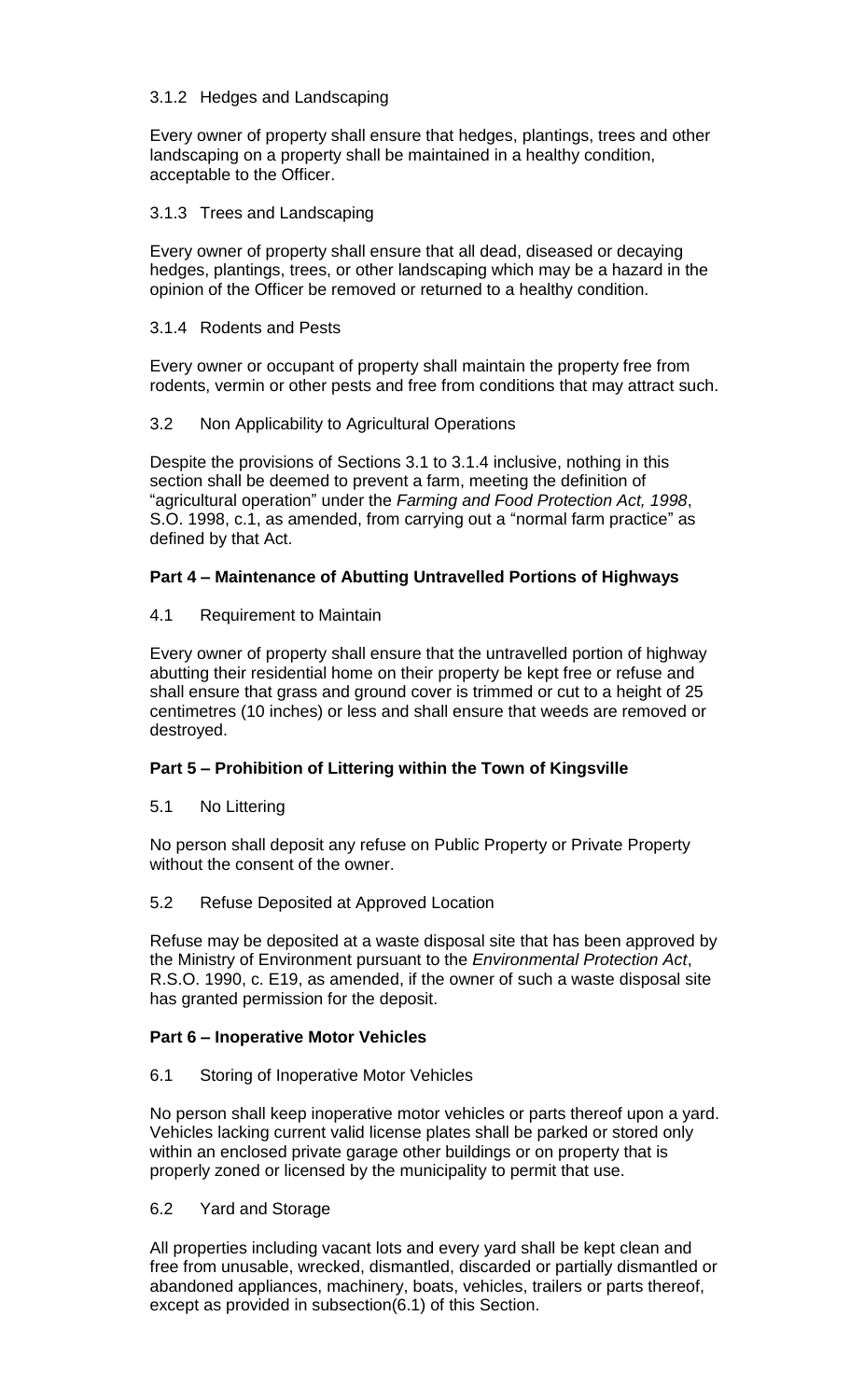3.1.2 Hedges and Landscaping

Every owner of property shall ensure that hedges, plantings, trees and other landscaping on a property shall be maintained in a healthy condition, acceptable to the Officer.

3.1.3 Trees and Landscaping

Every owner of property shall ensure that all dead, diseased or decaying hedges, plantings, trees, or other landscaping which may be a hazard in the opinion of the Officer be removed or returned to a healthy condition.

3.1.4 Rodents and Pests

Every owner or occupant of property shall maintain the property free from rodents, vermin or other pests and free from conditions that may attract such.

3.2 Non Applicability to Agricultural Operations

Despite the provisions of Sections 3.1 to 3.1.4 inclusive, nothing in this section shall be deemed to prevent a farm, meeting the definition of "agricultural operation" under the *Farming and Food Protection Act, 1998*, S.O. 1998, c.1, as amended, from carrying out a "normal farm practice" as defined by that Act.

**Part 4 – Maintenance of Abutting Untravelled Portions of Highways**

4.1 Requirement to Maintain

Every owner of property shall ensure that the untravelled portion of highway abutting their residential home on their property be kept free or refuse and shall ensure that grass and ground cover is trimmed or cut to a height of 25 centimetres (10 inches) or less and shall ensure that weeds are removed or destroyed.

**Part 5 – Prohibition of Littering within the Town of Kingsville**

5.1 No Littering

No person shall deposit any refuse on Public Property or Private Property without the consent of the owner.

5.2 Refuse Deposited at Approved Location

Refuse may be deposited at a waste disposal site that has been approved by the Ministry of Environment pursuant to the *Environmental Protection Act*, R.S.O. 1990, c. E19, as amended, if the owner of such a waste disposal site has granted permission for the deposit.

**Part 6 – Inoperative Motor Vehicles**

6.1 Storing of Inoperative Motor Vehicles

No person shall keep inoperative motor vehicles or parts thereof upon a yard. Vehicles lacking current valid license plates shall be parked or stored only within an enclosed private garage other buildings or on property that is properly zoned or licensed by the municipality to permit that use.

6.2 Yard and Storage

All properties including vacant lots and every yard shall be kept clean and free from unusable, wrecked, dismantled, discarded or partially dismantled or abandoned appliances, machinery, boats, vehicles, trailers or parts thereof, except as provided in subsection(6.1) of this Section.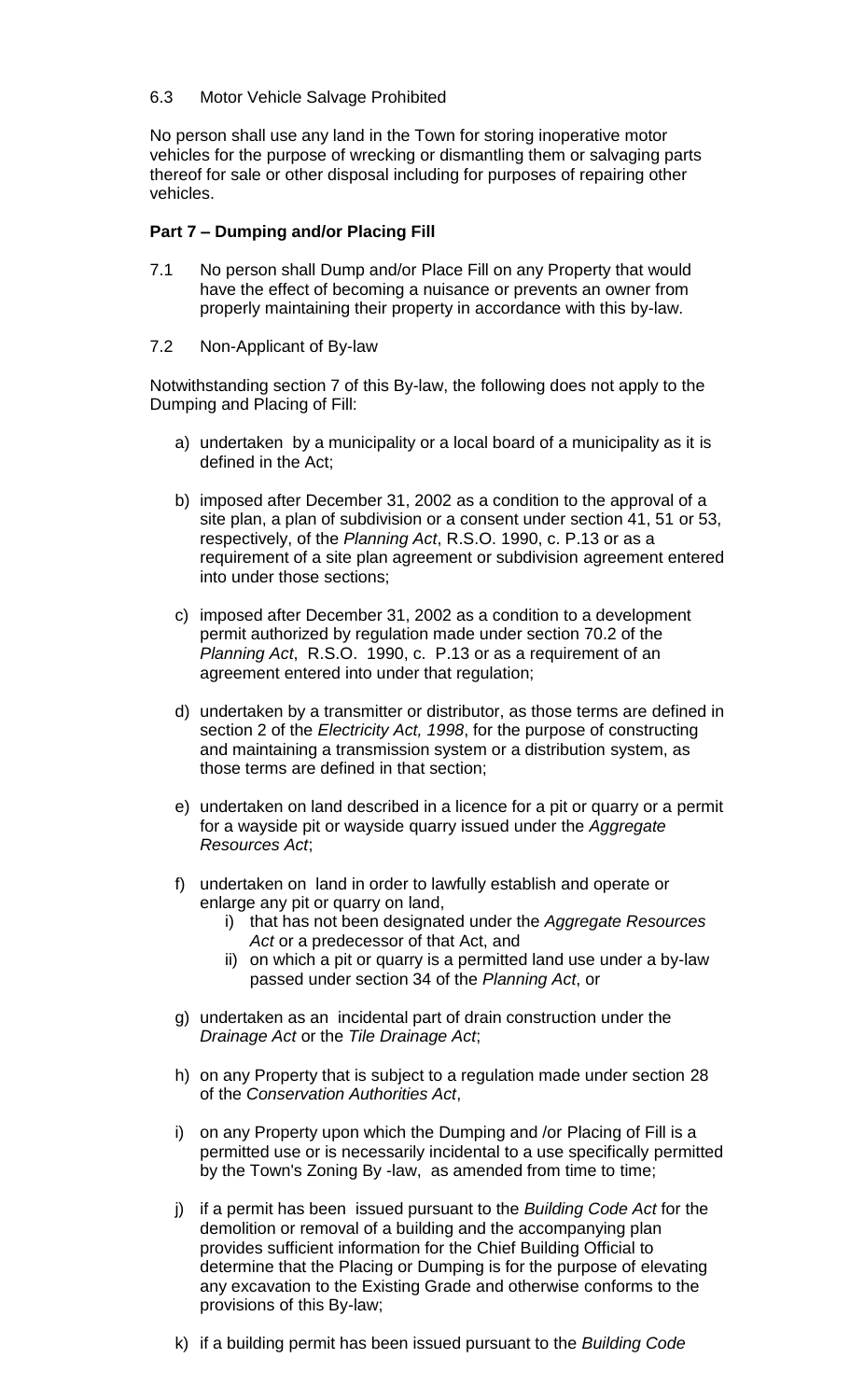6.3 Motor Vehicle Salvage Prohibited

No person shall use any land in the Town for storing inoperative motor vehicles for the purpose of wrecking or dismantling them or salvaging parts thereof for sale or other disposal including for purposes of repairing other vehicles.

**Part 7 – Dumping and/or Placing Fill**

7.1 No person shall Dump and/or Place Fill on any Property that would have the effect of becoming a nuisance or prevents an owner from properly maintaining their property in accordance with this by-law.

7.2 Non-Applicant of By-law

Notwithstanding section 7 of this By-law, the following does not apply to the Dumping and Placing of Fill:

a) undertaken by a municipality or a local board of a municipality as it is defined in the Act;

b) imposed after December 31, 2002 as a condition to the approval of a site plan, a plan of subdivision or a consent under section 41, 51 or 53, respectively, of the *Planning Act*, R.S.O. 1990, c. P.13 or as a requirement of a site plan agreement or subdivision agreement entered into under those sections;

c) imposed after December 31, 2002 as a condition to a development permit authorized by regulation made under section 70.2 of the *Planning Act*, R.S.O. 1990, c. P.13 or as a requirement of an agreement entered into under that regulation;

d) undertaken by a transmitter or distributor, as those terms are defined in section 2 of the *Electricity Act, 1998*, for the purpose of constructing and maintaining a transmission system or a distribution system, as those terms are defined in that section;

e) undertaken on land described in a licence for a pit or quarry or a permit for a wayside pit or wayside quarry issued under the *Aggregate Resources Act*;

f) undertaken on land in order to lawfully establish and operate or enlarge any pit or quarry on land,
   i) that has not been designated under the *Aggregate Resources Act* or a predecessor of that Act, and
   ii) on which a pit or quarry is a permitted land use under a by-law passed under section 34 of the *Planning Act*, or

g) undertaken as an incidental part of drain construction under the *Drainage Act* or the *Tile Drainage Act*;

h) on any Property that is subject to a regulation made under section 28 of the *Conservation Authorities Act*,

i) on any Property upon which the Dumping and /or Placing of Fill is a permitted use or is necessarily incidental to a use specifically permitted by the Town's Zoning By -law, as amended from time to time;

j) if a permit has been issued pursuant to the *Building Code Act* for the demolition or removal of a building and the accompanying plan provides sufficient information for the Chief Building Official to determine that the Placing or Dumping is for the purpose of elevating any excavation to the Existing Grade and otherwise conforms to the provisions of this By-law;

k) if a building permit has been issued pursuant to the *Building Code*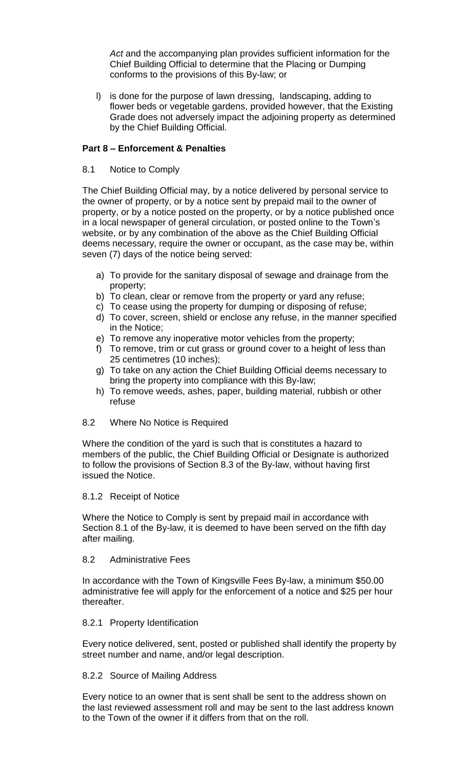*Act* and the accompanying plan provides sufficient information for the Chief Building Official to determine that the Placing or Dumping conforms to the provisions of this By-law; or

l) is done for the purpose of lawn dressing, landscaping, adding to flower beds or vegetable gardens, provided however, that the Existing Grade does not adversely impact the adjoining property as determined by the Chief Building Official.

## Part 8 – Enforcement & Penalties

### 8.1 Notice to Comply

The Chief Building Official may, by a notice delivered by personal service to the owner of property, or by a notice sent by prepaid mail to the owner of property, or by a notice posted on the property, or by a notice published once in a local newspaper of general circulation, or posted online to the Town's website, or by any combination of the above as the Chief Building Official deems necessary, require the owner or occupant, as the case may be, within seven (7) days of the notice being served:

a) To provide for the sanitary disposal of sewage and drainage from the property;
b) To clean, clear or remove from the property or yard any refuse;
c) To cease using the property for dumping or disposing of refuse;
d) To cover, screen, shield or enclose any refuse, in the manner specified in the Notice;
e) To remove any inoperative motor vehicles from the property;
f) To remove, trim or cut grass or ground cover to a height of less than 25 centimetres (10 inches);
g) To take on any action the Chief Building Official deems necessary to bring the property into compliance with this By-law;
h) To remove weeds, ashes, paper, building material, rubbish or other refuse

### 8.2 Where No Notice is Required

Where the condition of the yard is such that is constitutes a hazard to members of the public, the Chief Building Official or Designate is authorized to follow the provisions of Section 8.3 of the By-law, without having first issued the Notice.

### 8.1.2 Receipt of Notice

Where the Notice to Comply is sent by prepaid mail in accordance with Section 8.1 of the By-law, it is deemed to have been served on the fifth day after mailing.

### 8.2 Administrative Fees

In accordance with the Town of Kingsville Fees By-law, a minimum $50.00 administrative fee will apply for the enforcement of a notice and $25 per hour thereafter.

### 8.2.1 Property Identification

Every notice delivered, sent, posted or published shall identify the property by street number and name, and/or legal description.

### 8.2.2 Source of Mailing Address

Every notice to an owner that is sent shall be sent to the address shown on the last reviewed assessment roll and may be sent to the last address known to the Town of the owner if it differs from that on the roll.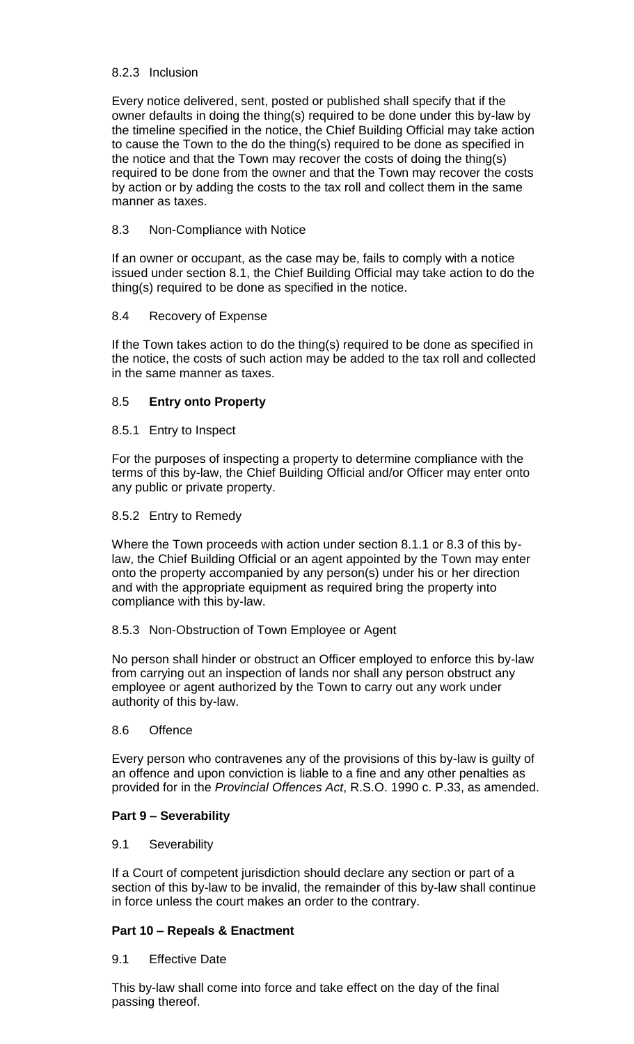8.2.3 Inclusion

Every notice delivered, sent, posted or published shall specify that if the owner defaults in doing the thing(s) required to be done under this by-law by the timeline specified in the notice, the Chief Building Official may take action to cause the Town to the do the thing(s) required to be done as specified in the notice and that the Town may recover the costs of doing the thing(s) required to be done from the owner and that the Town may recover the costs by action or by adding the costs to the tax roll and collect them in the same manner as taxes.

8.3 Non-Compliance with Notice

If an owner or occupant, as the case may be, fails to comply with a notice issued under section 8.1, the Chief Building Official may take action to do the thing(s) required to be done as specified in the notice.

8.4 Recovery of Expense

If the Town takes action to do the thing(s) required to be done as specified in the notice, the costs of such action may be added to the tax roll and collected in the same manner as taxes.

8.5 **Entry onto Property**

8.5.1 Entry to Inspect

For the purposes of inspecting a property to determine compliance with the terms of this by-law, the Chief Building Official and/or Officer may enter onto any public or private property.

8.5.2 Entry to Remedy

Where the Town proceeds with action under section 8.1.1 or 8.3 of this by-law, the Chief Building Official or an agent appointed by the Town may enter onto the property accompanied by any person(s) under his or her direction and with the appropriate equipment as required bring the property into compliance with this by-law.

8.5.3 Non-Obstruction of Town Employee or Agent

No person shall hinder or obstruct an Officer employed to enforce this by-law from carrying out an inspection of lands nor shall any person obstruct any employee or agent authorized by the Town to carry out any work under authority of this by-law.

8.6 Offence

Every person who contravenes any of the provisions of this by-law is guilty of an offence and upon conviction is liable to a fine and any other penalties as provided for in the *Provincial Offences Act*, R.S.O. 1990 c. P.33, as amended.

**Part 9 – Severability**

9.1 Severability

If a Court of competent jurisdiction should declare any section or part of a section of this by-law to be invalid, the remainder of this by-law shall continue in force unless the court makes an order to the contrary.

**Part 10 – Repeals & Enactment**

9.1 Effective Date

This by-law shall come into force and take effect on the day of the final passing thereof.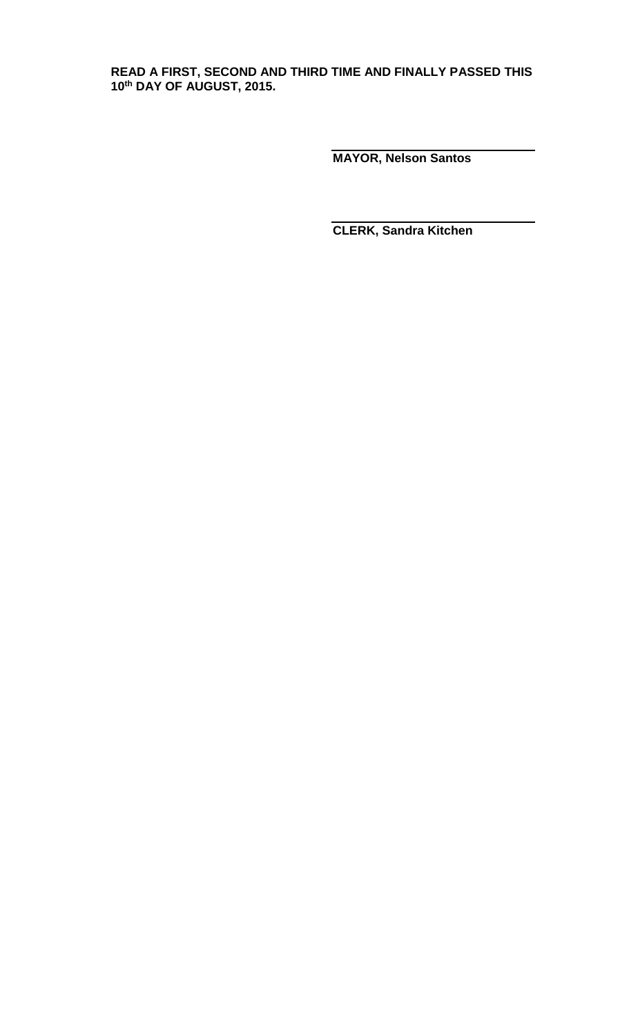**READ A FIRST, SECOND AND THIRD TIME AND FINALLY PASSED THIS 10th DAY OF AUGUST, 2015.**

\_\_\_\_\_\_\_\_\_\_\_\_\_\_\_\_\_\_\_\_\_\_\_\_\_\_\_\_

**MAYOR, Nelson Santos**

\_\_\_\_\_\_\_\_\_\_\_\_\_\_\_\_\_\_\_\_\_\_\_\_\_\_\_\_

**CLERK, Sandra Kitchen**